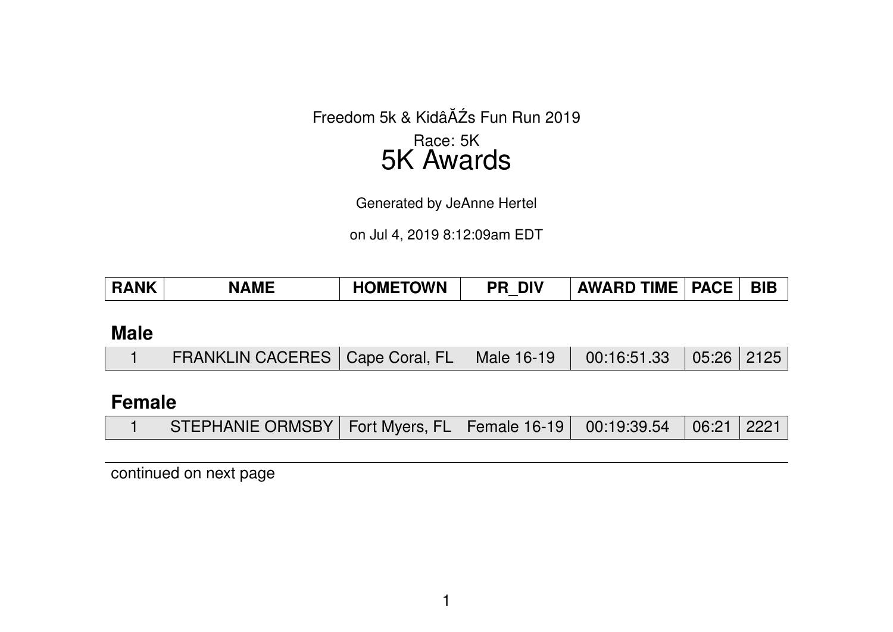Freedom 5k & KidâĂŹs Fun Run 2019

Race: 5K

# 5K Awards

Generated by JeAnne Hertel

on Jul 4, 2019 8:12:09am EDT

| RANK | NAME | HOMETOWN | PR_DIV | AWARD TIME | PACE | BIB |
|---|---|---|---|---|---|---|

## Male

| | | | | | | |
|---|---|---|---|---|---|---|
| 1 | FRANKLIN CACERES | Cape Coral, FL | Male 16-19 | 00:16:51.33 | 05:26 | 2125 |

## Female

| | | | | | | |
|---|---|---|---|---|---|---|
| 1 | STEPHANIE ORMSBY | Fort Myers, FL | Female 16-19 | 00:19:39.54 | 06:21 | 2221 |

continued on next page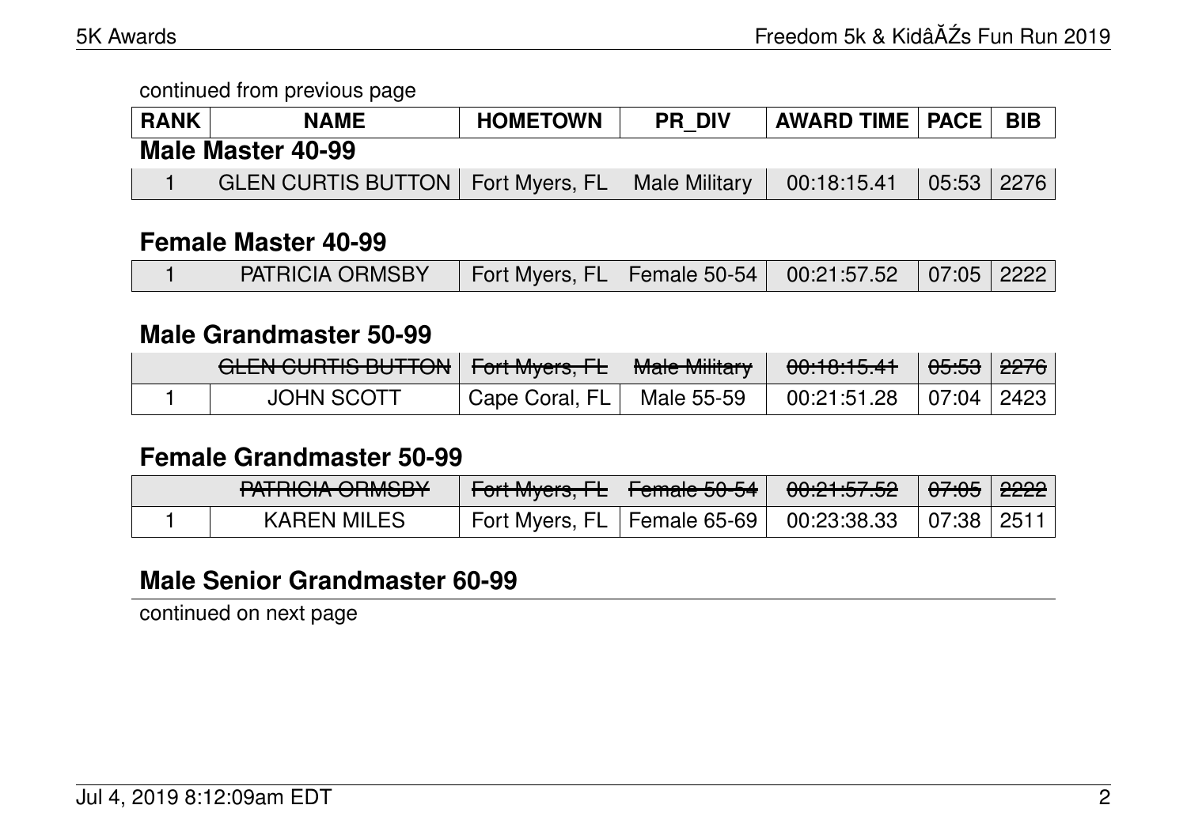continued from previous page

| RANK | NAME | HOMETOWN | PR_DIV | AWARD TIME | PACE | BIB |
|---|---|---|---|---|---|---|

### Male Master 40-99

| RANK | NAME | HOMETOWN | PR_DIV | AWARD TIME | PACE | BIB |
|---|---|---|---|---|---|---|
| 1 | GLEN CURTIS BUTTON | Fort Myers, FL | Male Military | 00:18:15.41 | 05:53 | 2276 |

### Female Master 40-99

| RANK | NAME | HOMETOWN | PR_DIV | AWARD TIME | PACE | BIB |
|---|---|---|---|---|---|---|
| 1 | PATRICIA ORMSBY | Fort Myers, FL | Female 50-54 | 00:21:57.52 | 07:05 | 2222 |

### Male Grandmaster 50-99

| RANK | NAME | HOMETOWN | PR_DIV | AWARD TIME | PACE | BIB |
|---|---|---|---|---|---|---|
| | ~~GLEN CURTIS BUTTON~~ | ~~Fort Myers, FL~~ | ~~Male Military~~ | ~~00:18:15.41~~ | ~~05:53~~ | ~~2276~~ |
| 1 | JOHN SCOTT | Cape Coral, FL | Male 55-59 | 00:21:51.28 | 07:04 | 2423 |

### Female Grandmaster 50-99

| RANK | NAME | HOMETOWN | PR_DIV | AWARD TIME | PACE | BIB |
|---|---|---|---|---|---|---|
| | ~~PATRICIA ORMSBY~~ | ~~Fort Myers, FL~~ | ~~Female 50-54~~ | ~~00:21:57.52~~ | ~~07:05~~ | ~~2222~~ |
| 1 | KAREN MILES | Fort Myers, FL | Female 65-69 | 00:23:38.33 | 07:38 | 2511 |

### Male Senior Grandmaster 60-99

continued on next page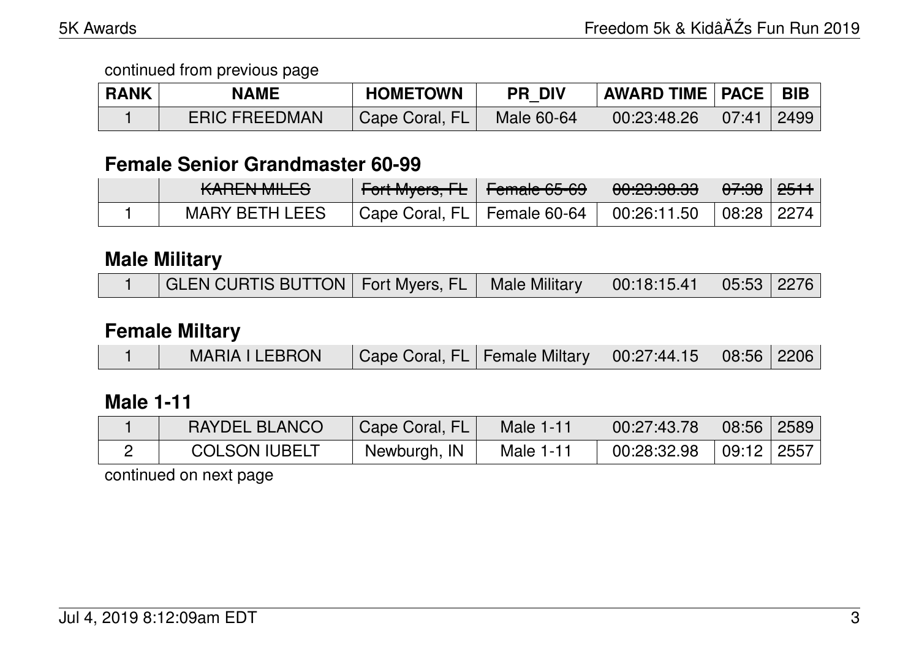continued from previous page

| RANK | NAME | HOMETOWN | PR_DIV | AWARD TIME | PACE | BIB |
|---|---|---|---|---|---|---|
| 1 | ERIC FREEDMAN | Cape Coral, FL | Male 60-64 | 00:23:48.26 | 07:41 | 2499 |

## Female Senior Grandmaster 60-99

| | | | | | | |
|---|---|---|---|---|---|---|
| | ~~KAREN MILES~~ | ~~Fort Myers, FL~~ | ~~Female 65-69~~ | ~~00:23:38.33~~ | ~~07:38~~ | ~~2511~~ |
| 1 | MARY BETH LEES | Cape Coral, FL | Female 60-64 | 00:26:11.50 | 08:28 | 2274 |

## Male Military

| | | | | | | |
|---|---|---|---|---|---|---|
| 1 | GLEN CURTIS BUTTON | Fort Myers, FL | Male Military | 00:18:15.41 | 05:53 | 2276 |

## Female Miltary

| | | | | | | |
|---|---|---|---|---|---|---|
| 1 | MARIA I LEBRON | Cape Coral, FL | Female Miltary | 00:27:44.15 | 08:56 | 2206 |

## Male 1-11

| | | | | | | |
|---|---|---|---|---|---|---|
| 1 | RAYDEL BLANCO | Cape Coral, FL | Male 1-11 | 00:27:43.78 | 08:56 | 2589 |
| 2 | COLSON IUBELT | Newburgh, IN | Male 1-11 | 00:28:32.98 | 09:12 | 2557 |

continued on next page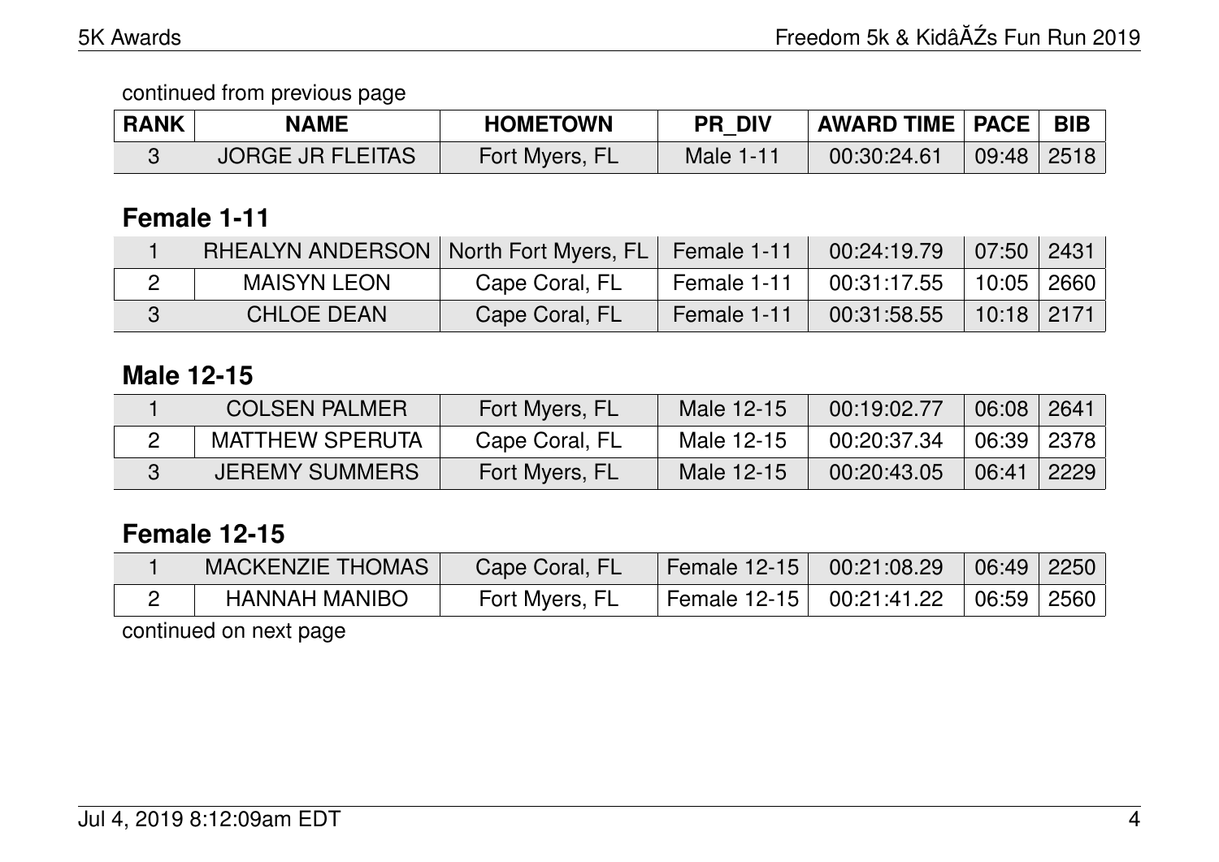continued from previous page

| RANK | NAME | HOMETOWN | PR_DIV | AWARD TIME | PACE | BIB |
|---|---|---|---|---|---|---|
| 3 | JORGE JR FLEITAS | Fort Myers, FL | Male 1-11 | 00:30:24.61 | 09:48 | 2518 |

## Female 1-11

| | | | | | | |
|---|---|---|---|---|---|---|
| 1 | RHEALYN ANDERSON | North Fort Myers, FL | Female 1-11 | 00:24:19.79 | 07:50 | 2431 |
| 2 | MAISYN LEON | Cape Coral, FL | Female 1-11 | 00:31:17.55 | 10:05 | 2660 |
| 3 | CHLOE DEAN | Cape Coral, FL | Female 1-11 | 00:31:58.55 | 10:18 | 2171 |

## Male 12-15

| | | | | | | |
|---|---|---|---|---|---|---|
| 1 | COLSEN PALMER | Fort Myers, FL | Male 12-15 | 00:19:02.77 | 06:08 | 2641 |
| 2 | MATTHEW SPERUTA | Cape Coral, FL | Male 12-15 | 00:20:37.34 | 06:39 | 2378 |
| 3 | JEREMY SUMMERS | Fort Myers, FL | Male 12-15 | 00:20:43.05 | 06:41 | 2229 |

## Female 12-15

| | | | | | | |
|---|---|---|---|---|---|---|
| 1 | MACKENZIE THOMAS | Cape Coral, FL | Female 12-15 | 00:21:08.29 | 06:49 | 2250 |
| 2 | HANNAH MANIBO | Fort Myers, FL | Female 12-15 | 00:21:41.22 | 06:59 | 2560 |

continued on next page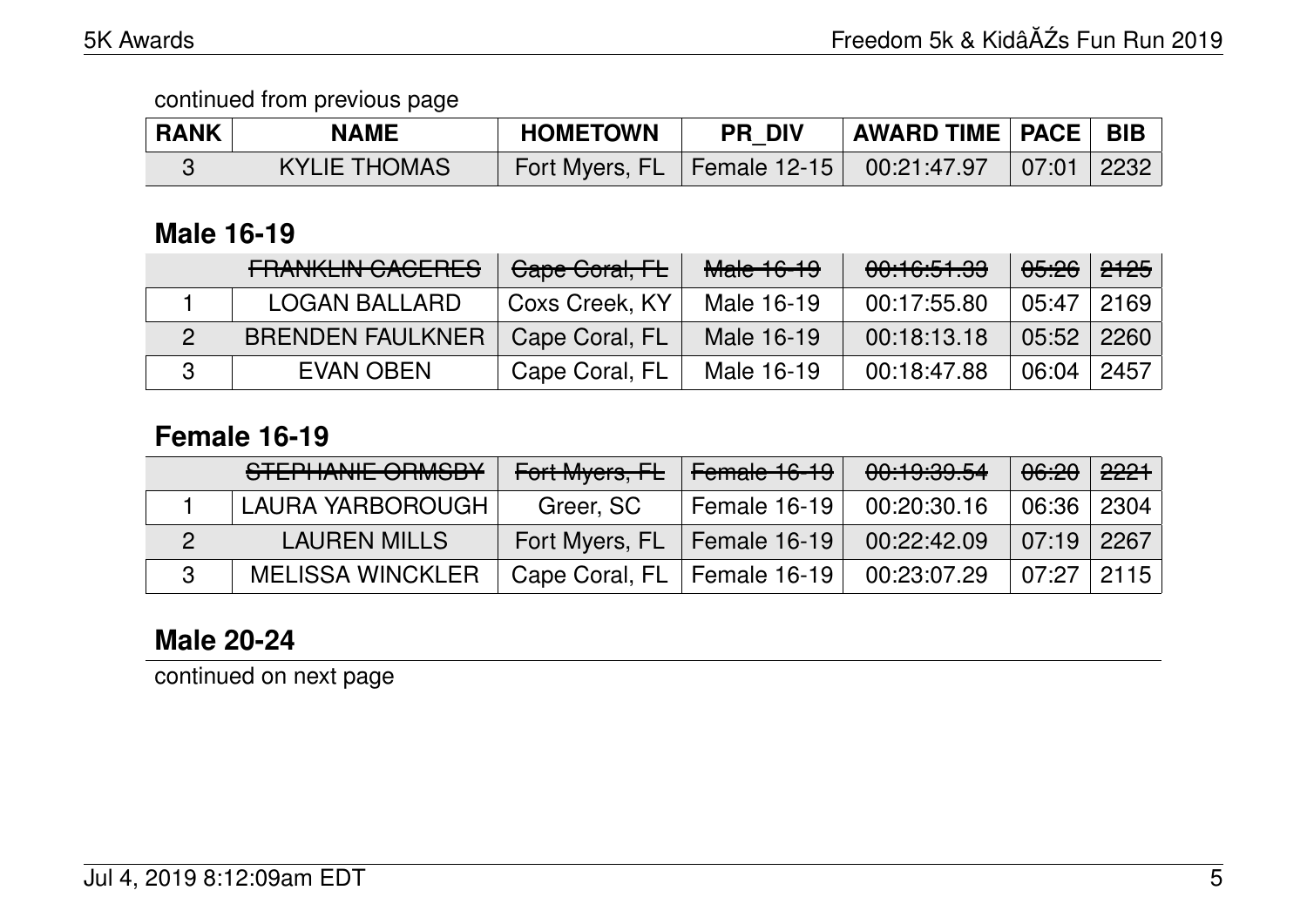continued from previous page

| RANK | NAME | HOMETOWN | PR_DIV | AWARD TIME | PACE | BIB |
|---|---|---|---|---|---|---|
| 3 | KYLIE THOMAS | Fort Myers, FL | Female 12-15 | 00:21:47.97 | 07:01 | 2232 |

## Male 16-19

| | | | | | | |
|---|---|---|---|---|---|---|
| | ~~FRANKLIN CACERES~~ | ~~Cape Coral, FL~~ | ~~Male 16-19~~ | ~~00:16:51.33~~ | ~~05:26~~ | ~~2125~~ |
| 1 | LOGAN BALLARD | Coxs Creek, KY | Male 16-19 | 00:17:55.80 | 05:47 | 2169 |
| 2 | BRENDEN FAULKNER | Cape Coral, FL | Male 16-19 | 00:18:13.18 | 05:52 | 2260 |
| 3 | EVAN OBEN | Cape Coral, FL | Male 16-19 | 00:18:47.88 | 06:04 | 2457 |

## Female 16-19

| | | | | | | |
|---|---|---|---|---|---|---|
| | ~~STEPHANIE ORMSBY~~ | ~~Fort Myers, FL~~ | ~~Female 16-19~~ | ~~00:19:39.54~~ | ~~06:20~~ | ~~2221~~ |
| 1 | LAURA YARBOROUGH | Greer, SC | Female 16-19 | 00:20:30.16 | 06:36 | 2304 |
| 2 | LAUREN MILLS | Fort Myers, FL | Female 16-19 | 00:22:42.09 | 07:19 | 2267 |
| 3 | MELISSA WINCKLER | Cape Coral, FL | Female 16-19 | 00:23:07.29 | 07:27 | 2115 |

## Male 20-24

continued on next page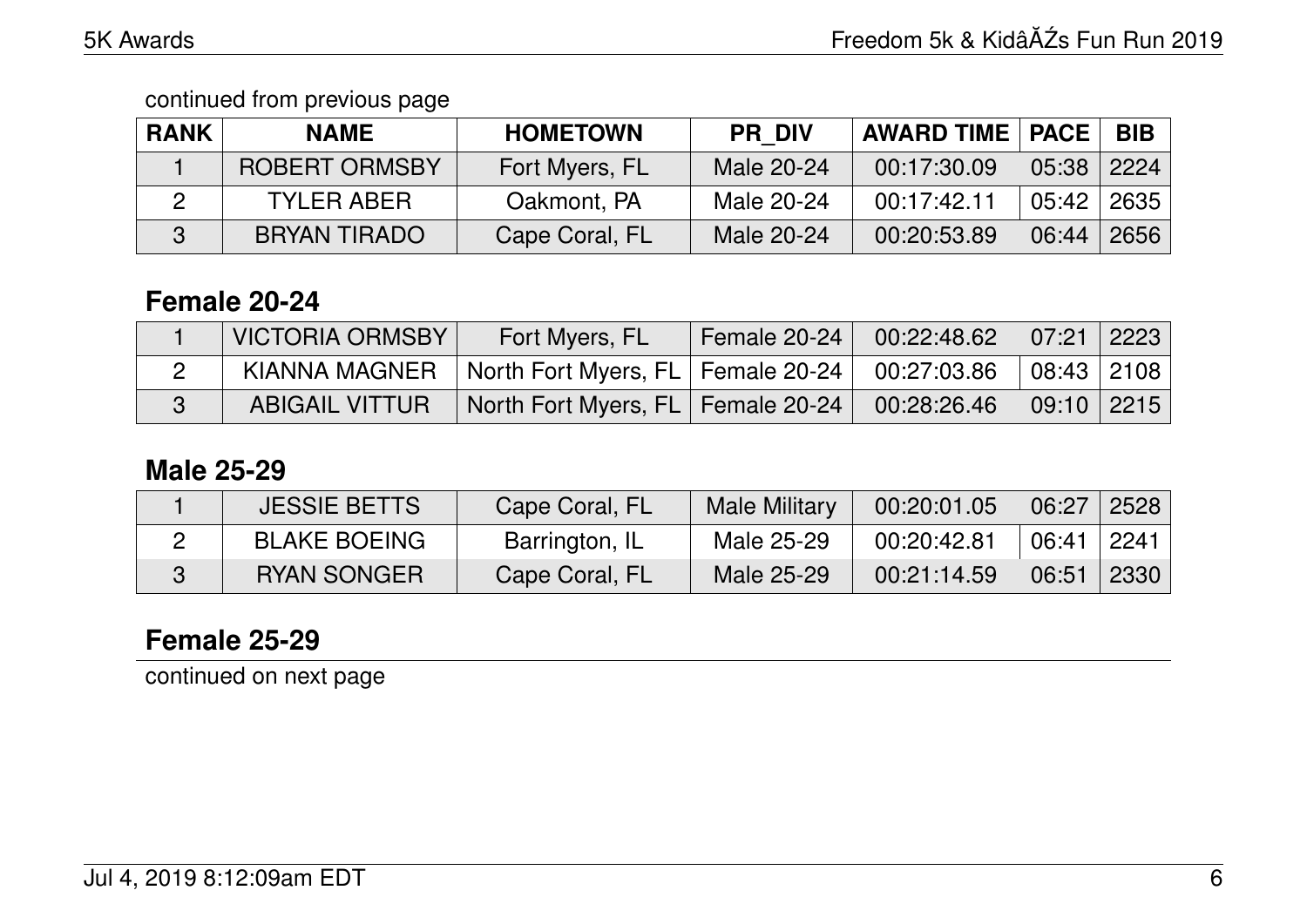continued from previous page

| RANK | NAME | HOMETOWN | PR_DIV | AWARD TIME | PACE | BIB |
|---|---|---|---|---|---|---|
| 1 | ROBERT ORMSBY | Fort Myers, FL | Male 20-24 | 00:17:30.09 | 05:38 | 2224 |
| 2 | TYLER ABER | Oakmont, PA | Male 20-24 | 00:17:42.11 | 05:42 | 2635 |
| 3 | BRYAN TIRADO | Cape Coral, FL | Male 20-24 | 00:20:53.89 | 06:44 | 2656 |

## Female 20-24

| | | | | | | |
|---|---|---|---|---|---|---|
| 1 | VICTORIA ORMSBY | Fort Myers, FL | Female 20-24 | 00:22:48.62 | 07:21 | 2223 |
| 2 | KIANNA MAGNER | North Fort Myers, FL | Female 20-24 | 00:27:03.86 | 08:43 | 2108 |
| 3 | ABIGAIL VITTUR | North Fort Myers, FL | Female 20-24 | 00:28:26.46 | 09:10 | 2215 |

## Male 25-29

| | | | | | | |
|---|---|---|---|---|---|---|
| 1 | JESSIE BETTS | Cape Coral, FL | Male Military | 00:20:01.05 | 06:27 | 2528 |
| 2 | BLAKE BOEING | Barrington, IL | Male 25-29 | 00:20:42.81 | 06:41 | 2241 |
| 3 | RYAN SONGER | Cape Coral, FL | Male 25-29 | 00:21:14.59 | 06:51 | 2330 |

## Female 25-29

continued on next page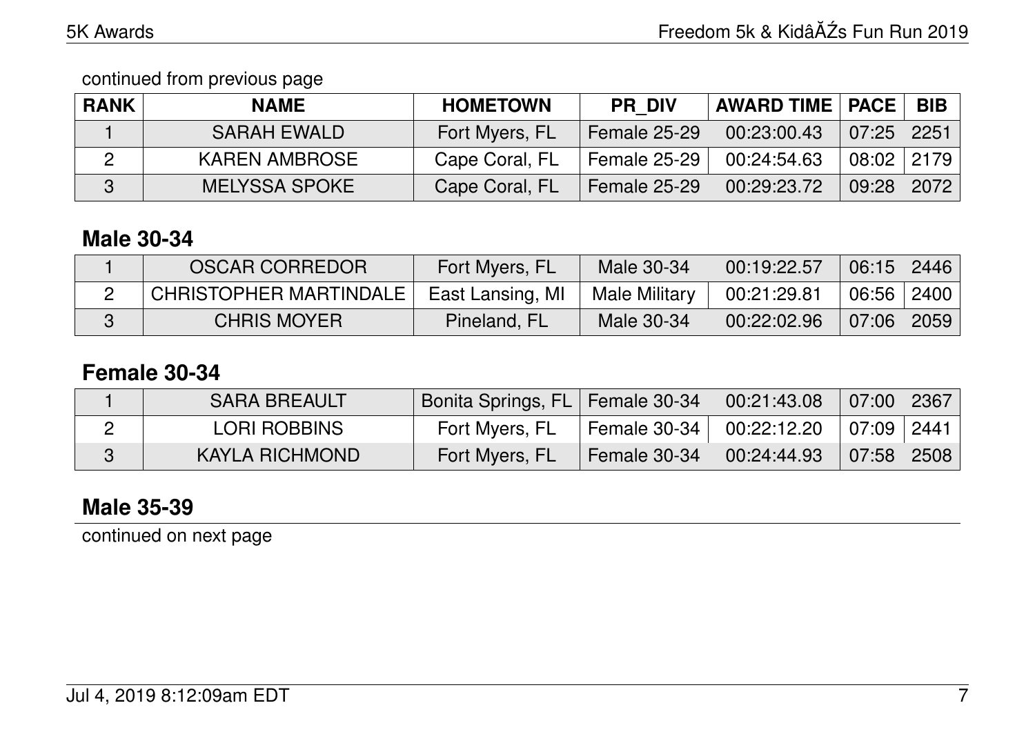continued from previous page

| RANK | NAME | HOMETOWN | PR_DIV | AWARD TIME | PACE | BIB |
|---|---|---|---|---|---|---|
| 1 | SARAH EWALD | Fort Myers, FL | Female 25-29 | 00:23:00.43 | 07:25 | 2251 |
| 2 | KAREN AMBROSE | Cape Coral, FL | Female 25-29 | 00:24:54.63 | 08:02 | 2179 |
| 3 | MELYSSA SPOKE | Cape Coral, FL | Female 25-29 | 00:29:23.72 | 09:28 | 2072 |

## Male 30-34

| | | | | | | |
|---|---|---|---|---|---|---|
| 1 | OSCAR CORREDOR | Fort Myers, FL | Male 30-34 | 00:19:22.57 | 06:15 | 2446 |
| 2 | CHRISTOPHER MARTINDALE | East Lansing, MI | Male Military | 00:21:29.81 | 06:56 | 2400 |
| 3 | CHRIS MOYER | Pineland, FL | Male 30-34 | 00:22:02.96 | 07:06 | 2059 |

## Female 30-34

| | | | | | | |
|---|---|---|---|---|---|---|
| 1 | SARA BREAULT | Bonita Springs, FL | Female 30-34 | 00:21:43.08 | 07:00 | 2367 |
| 2 | LORI ROBBINS | Fort Myers, FL | Female 30-34 | 00:22:12.20 | 07:09 | 2441 |
| 3 | KAYLA RICHMOND | Fort Myers, FL | Female 30-34 | 00:24:44.93 | 07:58 | 2508 |

## Male 35-39

continued on next page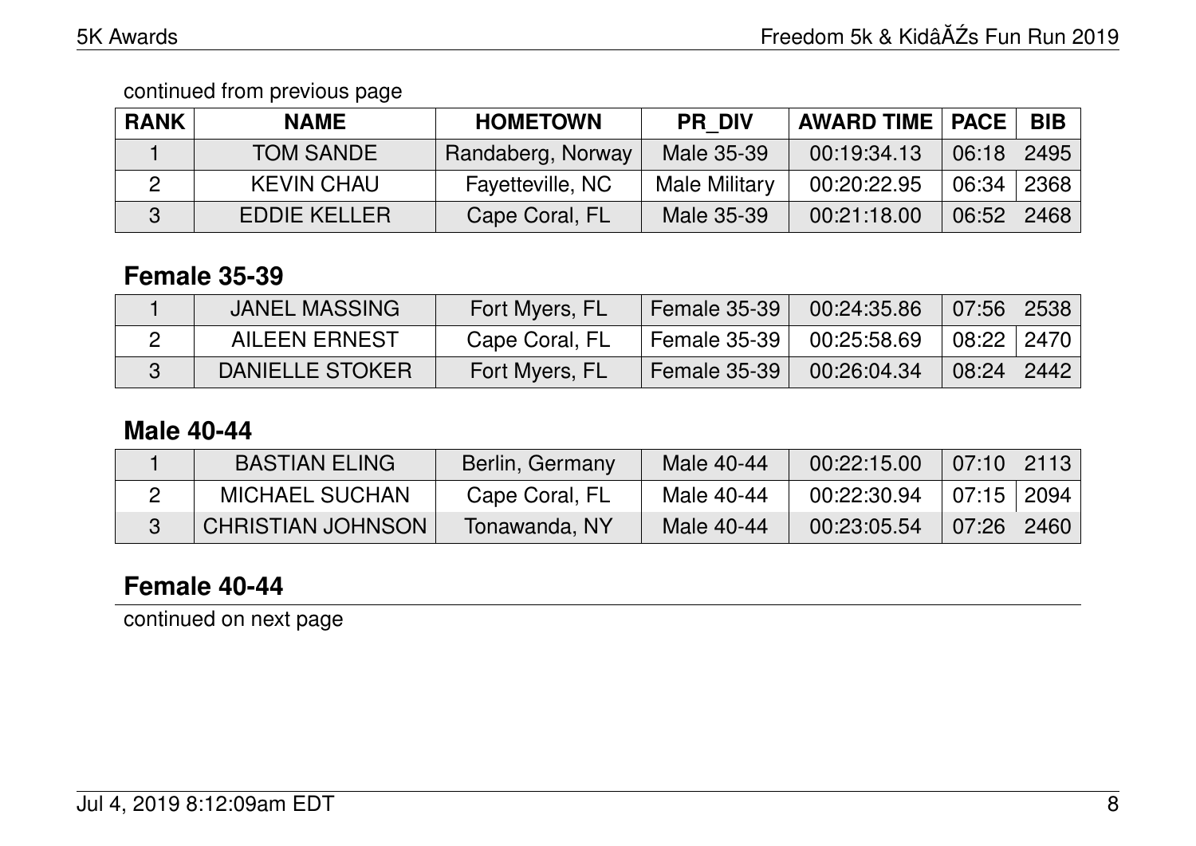continued from previous page

| RANK | NAME | HOMETOWN | PR_DIV | AWARD TIME | PACE | BIB |
| --- | --- | --- | --- | --- | --- | --- |
| 1 | TOM SANDE | Randaberg, Norway | Male 35-39 | 00:19:34.13 | 06:18 | 2495 |
| 2 | KEVIN CHAU | Fayetteville, NC | Male Military | 00:20:22.95 | 06:34 | 2368 |
| 3 | EDDIE KELLER | Cape Coral, FL | Male 35-39 | 00:21:18.00 | 06:52 | 2468 |

## Female 35-39

| | | | | | | |
| --- | --- | --- | --- | --- | --- | --- |
| 1 | JANEL MASSING | Fort Myers, FL | Female 35-39 | 00:24:35.86 | 07:56 | 2538 |
| 2 | AILEEN ERNEST | Cape Coral, FL | Female 35-39 | 00:25:58.69 | 08:22 | 2470 |
| 3 | DANIELLE STOKER | Fort Myers, FL | Female 35-39 | 00:26:04.34 | 08:24 | 2442 |

## Male 40-44

| | | | | | | |
| --- | --- | --- | --- | --- | --- | --- |
| 1 | BASTIAN ELING | Berlin, Germany | Male 40-44 | 00:22:15.00 | 07:10 | 2113 |
| 2 | MICHAEL SUCHAN | Cape Coral, FL | Male 40-44 | 00:22:30.94 | 07:15 | 2094 |
| 3 | CHRISTIAN JOHNSON | Tonawanda, NY | Male 40-44 | 00:23:05.54 | 07:26 | 2460 |

## Female 40-44

continued on next page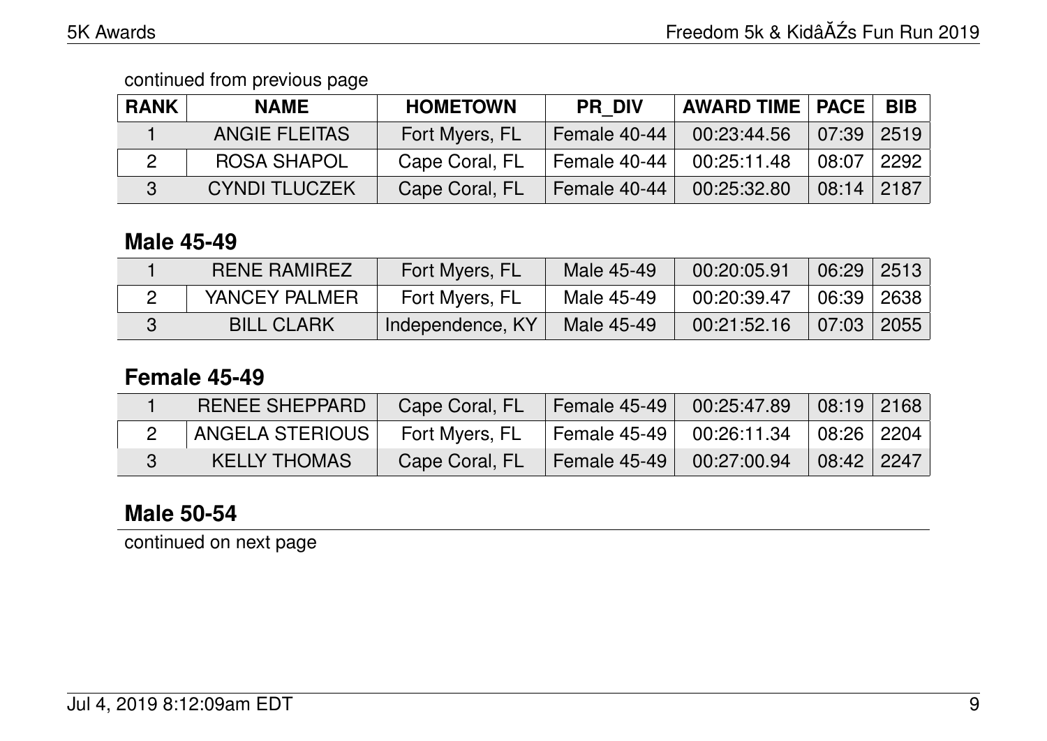continued from previous page

| RANK | NAME | HOMETOWN | PR_DIV | AWARD TIME | PACE | BIB |
|---|---|---|---|---|---|---|
| 1 | ANGIE FLEITAS | Fort Myers, FL | Female 40-44 | 00:23:44.56 | 07:39 | 2519 |
| 2 | ROSA SHAPOL | Cape Coral, FL | Female 40-44 | 00:25:11.48 | 08:07 | 2292 |
| 3 | CYNDI TLUCZEK | Cape Coral, FL | Female 40-44 | 00:25:32.80 | 08:14 | 2187 |

## Male 45-49

| | | | | | | |
|---|---|---|---|---|---|---|
| 1 | RENE RAMIREZ | Fort Myers, FL | Male 45-49 | 00:20:05.91 | 06:29 | 2513 |
| 2 | YANCEY PALMER | Fort Myers, FL | Male 45-49 | 00:20:39.47 | 06:39 | 2638 |
| 3 | BILL CLARK | Independence, KY | Male 45-49 | 00:21:52.16 | 07:03 | 2055 |

## Female 45-49

| | | | | | | |
|---|---|---|---|---|---|---|
| 1 | RENEE SHEPPARD | Cape Coral, FL | Female 45-49 | 00:25:47.89 | 08:19 | 2168 |
| 2 | ANGELA STERIOUS | Fort Myers, FL | Female 45-49 | 00:26:11.34 | 08:26 | 2204 |
| 3 | KELLY THOMAS | Cape Coral, FL | Female 45-49 | 00:27:00.94 | 08:42 | 2247 |

## Male 50-54

continued on next page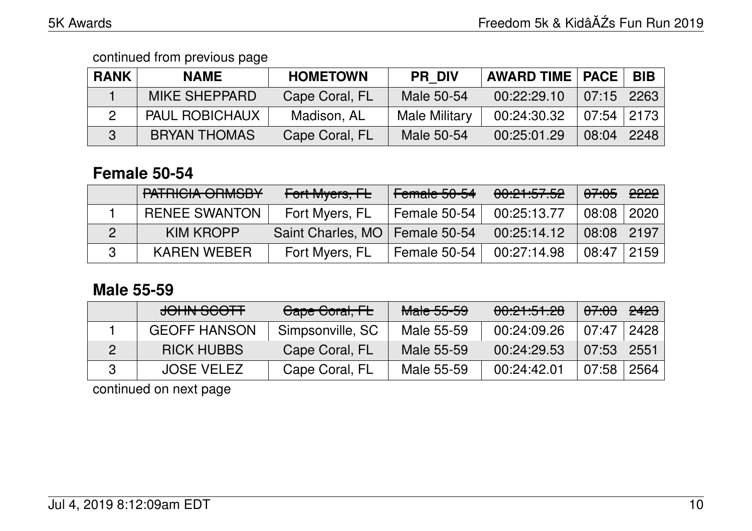continued from previous page

| RANK | NAME | HOMETOWN | PR_DIV | AWARD TIME | PACE | BIB |
|---|---|---|---|---|---|---|
| 1 | MIKE SHEPPARD | Cape Coral, FL | Male 50-54 | 00:22:29.10 | 07:15 | 2263 |
| 2 | PAUL ROBICHAUX | Madison, AL | Male Military | 00:24:30.32 | 07:54 | 2173 |
| 3 | BRYAN THOMAS | Cape Coral, FL | Male 50-54 | 00:25:01.29 | 08:04 | 2248 |

## Female 50-54

| | | | | | | |
|---|---|---|---|---|---|---|
| | ~~PATRICIA ORMSBY~~ | ~~Fort Myers, FL~~ | ~~Female 50-54~~ | ~~00:21:57.52~~ | ~~07:05~~ | ~~2222~~ |
| 1 | RENEE SWANTON | Fort Myers, FL | Female 50-54 | 00:25:13.77 | 08:08 | 2020 |
| 2 | KIM KROPP | Saint Charles, MO | Female 50-54 | 00:25:14.12 | 08:08 | 2197 |
| 3 | KAREN WEBER | Fort Myers, FL | Female 50-54 | 00:27:14.98 | 08:47 | 2159 |

## Male 55-59

| | | | | | | |
|---|---|---|---|---|---|---|
| | ~~JOHN SCOTT~~ | ~~Cape Coral, FL~~ | ~~Male 55-59~~ | ~~00:21:51.28~~ | ~~07:03~~ | ~~2423~~ |
| 1 | GEOFF HANSON | Simpsonville, SC | Male 55-59 | 00:24:09.26 | 07:47 | 2428 |
| 2 | RICK HUBBS | Cape Coral, FL | Male 55-59 | 00:24:29.53 | 07:53 | 2551 |
| 3 | JOSE VELEZ | Cape Coral, FL | Male 55-59 | 00:24:42.01 | 07:58 | 2564 |

continued on next page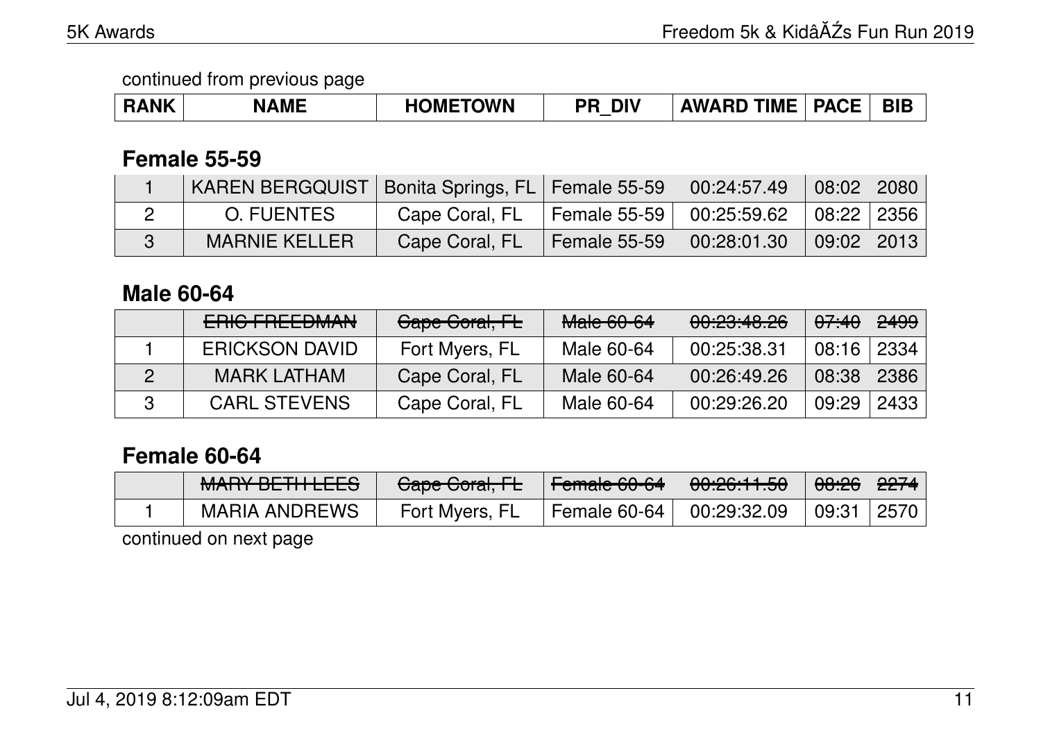continued from previous page

| RANK | NAME | HOMETOWN | PR_DIV | AWARD TIME | PACE | BIB |
|---|---|---|---|---|---|---|

## Female 55-59

| RANK | NAME | HOMETOWN | PR_DIV | AWARD TIME | PACE | BIB |
|---|---|---|---|---|---|---|
| 1 | KAREN BERGQUIST | Bonita Springs, FL | Female 55-59 | 00:24:57.49 | 08:02 | 2080 |
| 2 | O. FUENTES | Cape Coral, FL | Female 55-59 | 00:25:59.62 | 08:22 | 2356 |
| 3 | MARNIE KELLER | Cape Coral, FL | Female 55-59 | 00:28:01.30 | 09:02 | 2013 |

## Male 60-64

| RANK | NAME | HOMETOWN | PR_DIV | AWARD TIME | PACE | BIB |
|---|---|---|---|---|---|---|
| | ~~ERIC FREEDMAN~~ | ~~Cape Coral, FL~~ | ~~Male 60-64~~ | ~~00:23:48.26~~ | ~~07:40~~ | ~~2499~~ |
| 1 | ERICKSON DAVID | Fort Myers, FL | Male 60-64 | 00:25:38.31 | 08:16 | 2334 |
| 2 | MARK LATHAM | Cape Coral, FL | Male 60-64 | 00:26:49.26 | 08:38 | 2386 |
| 3 | CARL STEVENS | Cape Coral, FL | Male 60-64 | 00:29:26.20 | 09:29 | 2433 |

## Female 60-64

| RANK | NAME | HOMETOWN | PR_DIV | AWARD TIME | PACE | BIB |
|---|---|---|---|---|---|---|
| | ~~MARY BETH LEES~~ | ~~Cape Coral, FL~~ | ~~Female 60-64~~ | ~~00:26:11.50~~ | ~~08:26~~ | ~~2274~~ |
| 1 | MARIA ANDREWS | Fort Myers, FL | Female 60-64 | 00:29:32.09 | 09:31 | 2570 |

continued on next page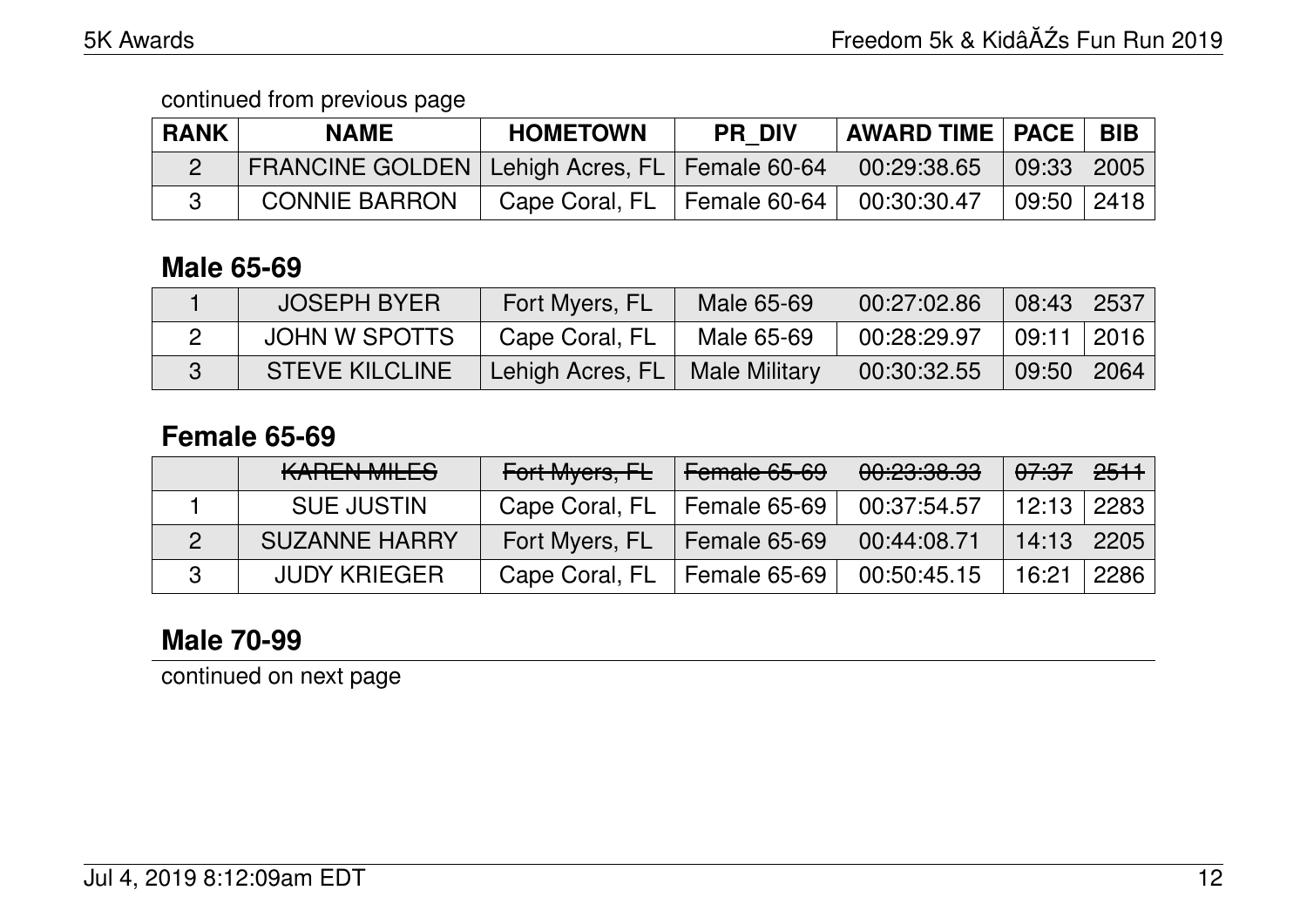continued from previous page

| RANK | NAME | HOMETOWN | PR_DIV | AWARD TIME | PACE | BIB |
| --- | --- | --- | --- | --- | --- | --- |
| 2 | FRANCINE GOLDEN | Lehigh Acres, FL | Female 60-64 | 00:29:38.65 | 09:33 | 2005 |
| 3 | CONNIE BARRON | Cape Coral, FL | Female 60-64 | 00:30:30.47 | 09:50 | 2418 |

## Male 65-69

| | | | | | | |
| --- | --- | --- | --- | --- | --- | --- |
| 1 | JOSEPH BYER | Fort Myers, FL | Male 65-69 | 00:27:02.86 | 08:43 | 2537 |
| 2 | JOHN W SPOTTS | Cape Coral, FL | Male 65-69 | 00:28:29.97 | 09:11 | 2016 |
| 3 | STEVE KILCLINE | Lehigh Acres, FL | Male Military | 00:30:32.55 | 09:50 | 2064 |

## Female 65-69

| | | | | | | |
| --- | --- | --- | --- | --- | --- | --- |
| | ~~KAREN MILES~~ | ~~Fort Myers, FL~~ | ~~Female 65-69~~ | ~~00:23:38.33~~ | ~~07:37~~ | ~~2511~~ |
| 1 | SUE JUSTIN | Cape Coral, FL | Female 65-69 | 00:37:54.57 | 12:13 | 2283 |
| 2 | SUZANNE HARRY | Fort Myers, FL | Female 65-69 | 00:44:08.71 | 14:13 | 2205 |
| 3 | JUDY KRIEGER | Cape Coral, FL | Female 65-69 | 00:50:45.15 | 16:21 | 2286 |

## Male 70-99

continued on next page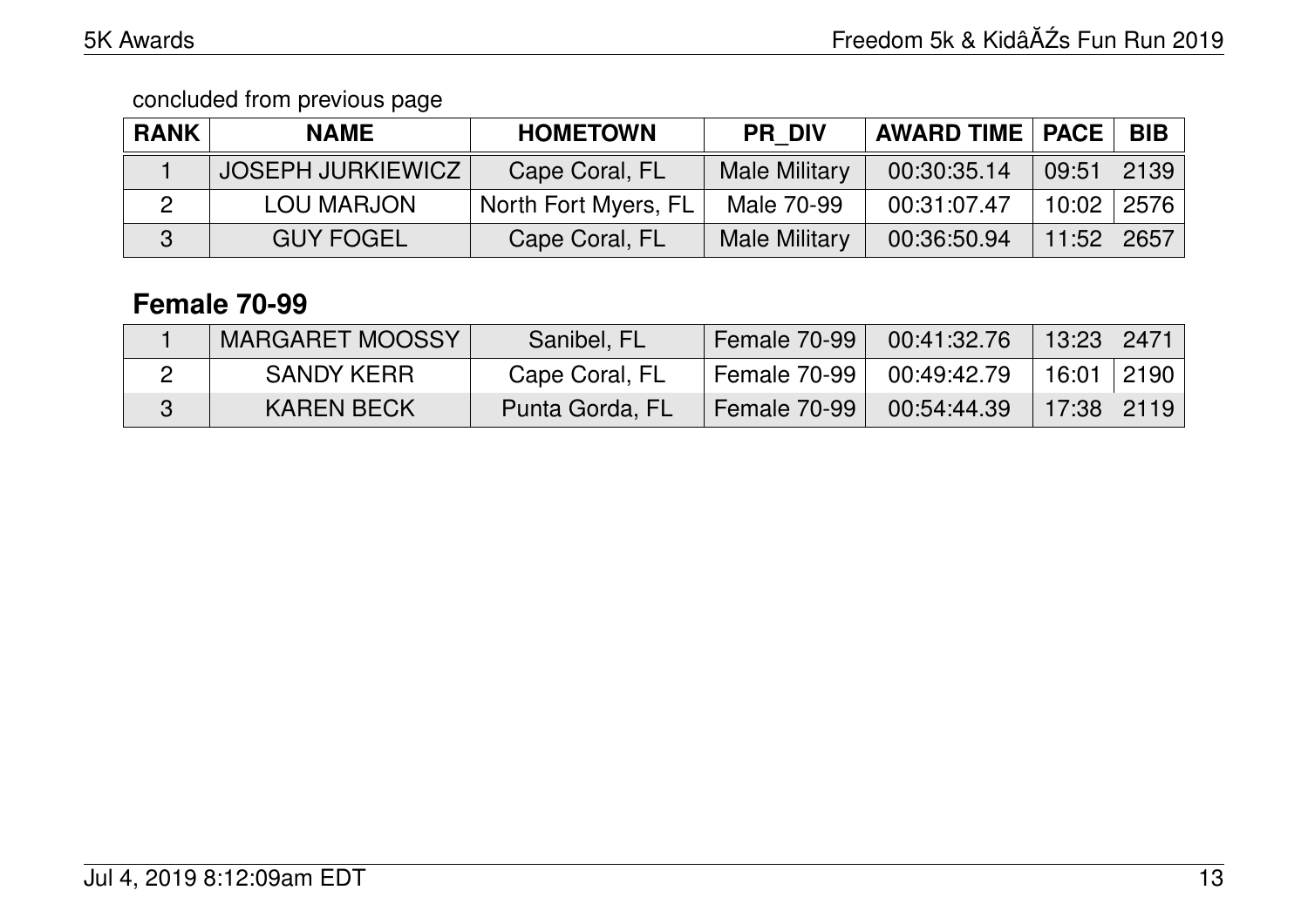concluded from previous page

| RANK | NAME | HOMETOWN | PR_DIV | AWARD TIME | PACE | BIB |
|---|---|---|---|---|---|---|
| 1 | JOSEPH JURKIEWICZ | Cape Coral, FL | Male Military | 00:30:35.14 | 09:51 | 2139 |
| 2 | LOU MARJON | North Fort Myers, FL | Male 70-99 | 00:31:07.47 | 10:02 | 2576 |
| 3 | GUY FOGEL | Cape Coral, FL | Male Military | 00:36:50.94 | 11:52 | 2657 |

## Female 70-99

| | | | | | | |
|---|---|---|---|---|---|---|
| 1 | MARGARET MOOSSY | Sanibel, FL | Female 70-99 | 00:41:32.76 | 13:23 | 2471 |
| 2 | SANDY KERR | Cape Coral, FL | Female 70-99 | 00:49:42.79 | 16:01 | 2190 |
| 3 | KAREN BECK | Punta Gorda, FL | Female 70-99 | 00:54:44.39 | 17:38 | 2119 |